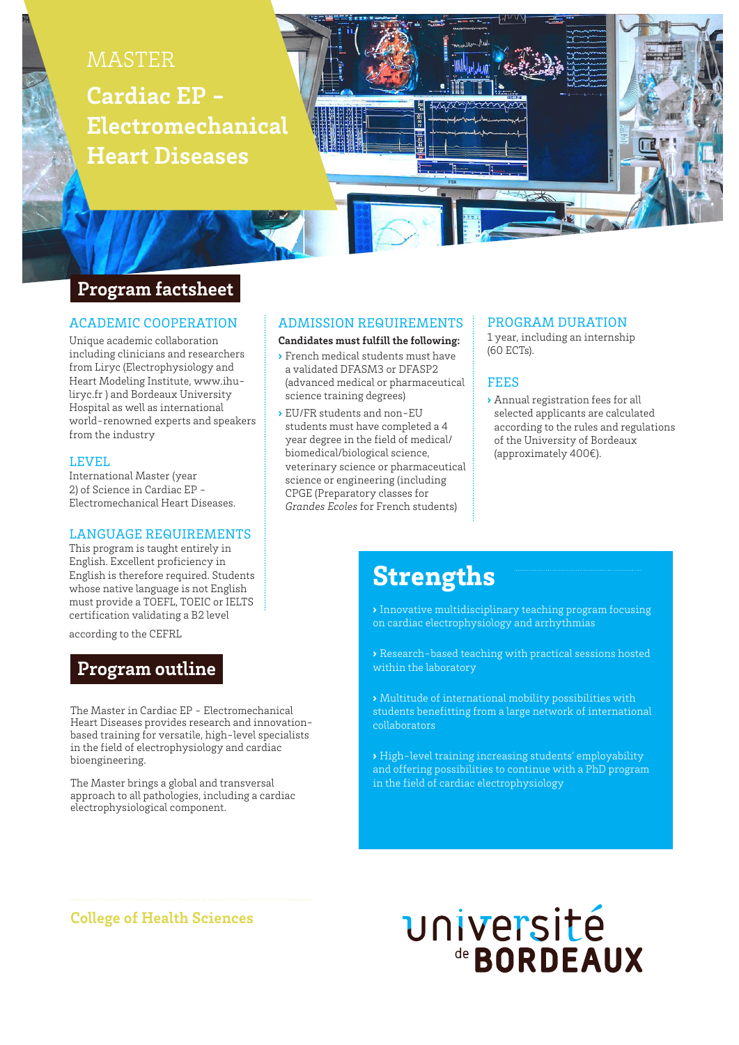MASTER

# Cardiac EP - Electromechanical Heart Diseases

## Program factsheet

### ACADEMIC COOPERATION

Unique academic collaboration including clinicians and researchers from Liryc (Electrophysiology and Heart Modeling Institute, www.ihu-liryc.fr ) and Bordeaux University Hospital as well as international world-renowned experts and speakers from the industry

### LEVEL

International Master (year 2) of Science in Cardiac EP - Electromechanical Heart Diseases.

### LANGUAGE REQUIREMENTS

This program is taught entirely in English. Excellent proficiency in English is therefore required. Students whose native language is not English must provide a TOEFL, TOEIC or IELTS certification validating a B2 level according to the CEFRL

### ADMISSION REQUIREMENTS

**Candidates must fulfill the following:**

- French medical students must have a validated DFASM3 or DFASP2 (advanced medical or pharmaceutical science training degrees)
- EU/FR students and non-EU students must have completed a 4 year degree in the field of medical/biomedical/biological science, veterinary science or pharmaceutical science or engineering (including CPGE (Preparatory classes for *Grandes Ecoles* for French students)

### PROGRAM DURATION

1 year, including an internship (60 ECTs).

### FEES

- Annual registration fees for all selected applicants are calculated according to the rules and regulations of the University of Bordeaux (approximately 400€).

## Program outline

The Master in Cardiac EP - Electromechanical Heart Diseases provides research and innovation-based training for versatile, high-level specialists in the field of electrophysiology and cardiac bioengineering.

The Master brings a global and transversal approach to all pathologies, including a cardiac electrophysiological component.

## Strengths

- Innovative multidisciplinary teaching program focusing on cardiac electrophysiology and arrhythmias
- Research-based teaching with practical sessions hosted within the laboratory
- Multitude of international mobility possibilities with students benefitting from a large network of international collaborators
- High-level training increasing students' employability and offering possibilities to continue with a PhD program in the field of cardiac electrophysiology

**College of Health Sciences**

université de BORDEAUX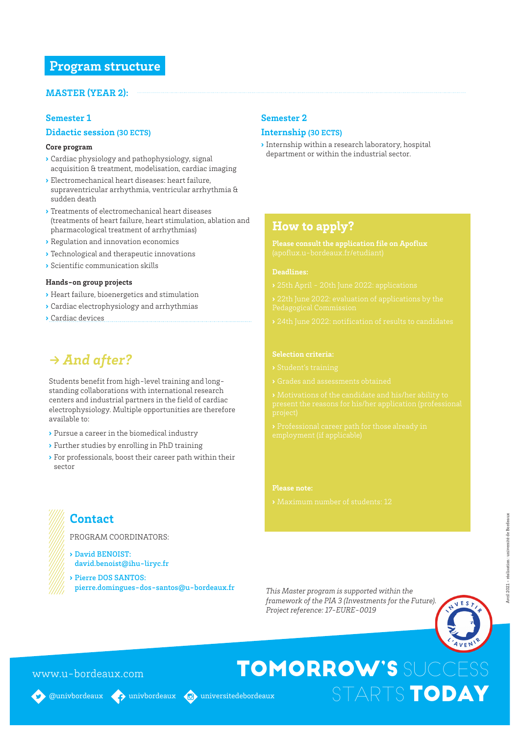## Program structure

### MASTER (YEAR 2):

#### Semester 1

**Didactic session** (30 ECTS)

**Core program**

- Cardiac physiology and pathophysiology, signal acquisition & treatment, modelisation, cardiac imaging
- Electromechanical heart diseases: heart failure, supraventricular arrhythmia, ventricular arrhythmia & sudden death
- Treatments of electromechanical heart diseases (treatments of heart failure, heart stimulation, ablation and pharmacological treatment of arrhythmias)
- Regulation and innovation economics
- Technological and therapeutic innovations
- Scientific communication skills

**Hands-on group projects**

- Heart failure, bioenergetics and stimulation
- Cardiac electrophysiology and arrhythmias
- Cardiac devices

#### Semester 2

**Internship** (30 ECTS)

- Internship within a research laboratory, hospital department or within the industrial sector.

## How to apply?

**Please consult the application file on Apoflux** (apoflux.u-bordeaux.fr/etudiant)

**Deadlines:**

- 25th April - 20th June 2022: applications
- 22th June 2022: evaluation of applications by the Pedagogical Commission
- 24th June 2022: notification of results to candidates

**Selection criteria:**

- Student's training
- Grades and assessments obtained
- Motivations of the candidate and his/her ability to present the reasons for his/her application (professional project)
- Professional career path for those already in employment (if applicable)

**Please note:**

- Maximum number of students: 12

## → *And after?*

Students benefit from high-level training and long-standing collaborations with international research centers and industrial partners in the field of cardiac electrophysiology. Multiple opportunities are therefore available to:

- Pursue a career in the biomedical industry
- Further studies by enrolling in PhD training
- For professionals, boost their career path within their sector

## Contact

PROGRAM COORDINATORS:

- **David BENOIST:** david.benoist@ihu-liryc.fr
- **Pierre DOS SANTOS:** pierre.domingues-dos-santos@u-bordeaux.fr

*This Master program is supported within the framework of the PIA 3 (Investments for the Future). Project reference: 17-EURE-0019*

INVESTIR L'AVENIR

www.u-bordeaux.com

@univbordeaux univbordeaux universitedebordeaux

**TOMORROW'S** SUCCESS STARTS **TODAY**

Avril 2021 - réalisation : université de Bordeaux